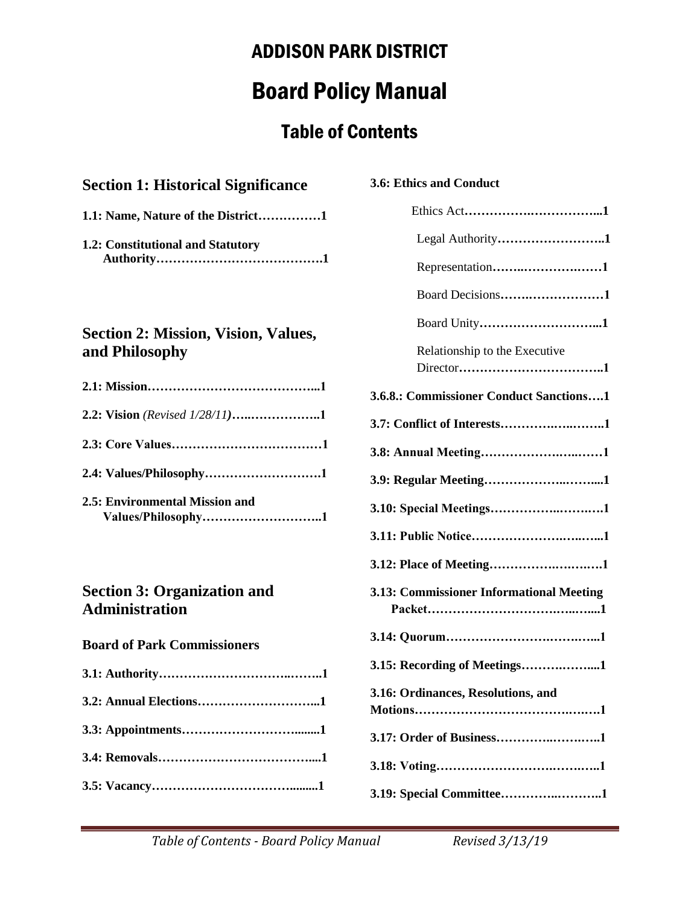# ADDISON PARK DISTRICT

# Board Policy Manual

## Table of Contents

### Section 1: Historical Significance

**1.1: Name, Nature of the District……………1**

**1.2: Constitutional and Statutory Authority………………………………….1**

### Section 2: Mission, Vision, Values, and Philosophy

**2.1: Mission…………………………………...1**

**2.2: Vision** *(Revised 1/28/11)* **…..……………..1**

**2.3: Core Values………………………………1**

**2.4: Values/Philosophy………………………1**

**2.5: Environmental Mission and Values/Philosophy………………………..1**

### Section 3: Organization and Administration

**Board of Park Commissioners**

**3.1: Authority…………………………..……..1**

**3.2: Annual Elections………………………...1**

**3.3: Appointments……………………….......1**

**3.4: Removals………………………………....1**

**3.5: Vacancy……………………………........1**

**3.6: Ethics and Conduct**

Ethics Act**……………………………...1**

Legal Authority**……………………..1**

Representation**……..……………….1**

Board Decisions**……..………………1**

Board Unity**………………………...1**

Relationship to the Executive Director**……………………………..1**

**3.6.8.: Commissioner Conduct Sanctions….1**

**3.7: Conflict of Interests…………..……..…..1**

**3.8: Annual Meeting……………….…..……1**

**3.9: Regular Meeting………………..……....1**

**3.10: Special Meetings…………..……..…..1**

**3.11: Public Notice…………………..……...1**

**3.12: Place of Meeting…………….………..1**

**3.13: Commissioner Informational Meeting Packet………………………..……....1**

**3.14: Quorum…………………..…………...1**

**3.15: Recording of Meetings……..……....1**

**3.16: Ordinances, Resolutions, and Motions…………………………………..…1**

**3.17: Order of Business…………..………..1**

**3.18: Voting…………………….……….…..1**

**3.19: Special Committee…………..………..1**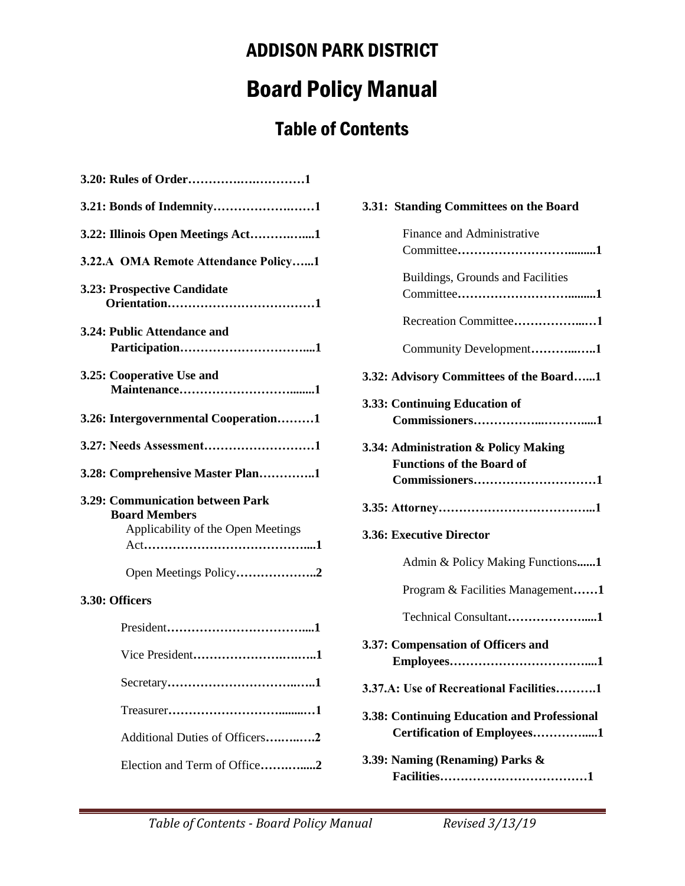# ADDISON PARK DISTRICT

# Board Policy Manual

## Table of Contents

**3.20: Rules of Order……………………….1**

**3.21: Bonds of Indemnity…………………….1**

**3.22: Illinois Open Meetings Act…………....1**

**3.22.A OMA Remote Attendance Policy…...1**

**3.23: Prospective Candidate Orientation………………………………1**

**3.24: Public Attendance and Participation…………………………....1**

**3.25: Cooperative Use and Maintenance……………………….........1**

**3.26: Intergovernmental Cooperation………1**

**3.27: Needs Assessment………………………1**

**3.28: Comprehensive Master Plan…………..1**

**3.29: Communication between Park Board Members**

- Applicability of the Open Meetings Act**…………………………………....1**
- Open Meetings Policy**………………..2**

**3.30: Officers**

- President**……………………………....1**
- Vice President**……………………….……..1**
- Secretary**…………………………..…..1**
- Treasurer**……………………….........…1**
- Additional Duties of Officers**…….…..…2**
- Election and Term of Office**…….…….....2**

**3.31: Standing Committees on the Board**

- Finance and Administrative Committee**……………………….........1**
- Buildings, Grounds and Facilities Committee**……………………….........1**
- Recreation Committee**……………...…1**
- Community Development**………...…..1**

**3.32: Advisory Committees of the Board…...1**

**3.33: Continuing Education of Commissioners……………..………....1**

**3.34: Administration & Policy Making Functions of the Board of Commissioners…………………………1**

**3.35: Attorney……………………………….....1**

**3.36: Executive Director**

- Admin & Policy Making Functions**......1**
- Program & Facilities Management**……1**
- Technical Consultant**……………….....1**

**3.37: Compensation of Officers and Employees……………………………....1**

**3.37.A: Use of Recreational Facilities……….1**

**3.38: Continuing Education and Professional Certification of Employees……….…....1**

**3.39: Naming (Renaming) Parks & Facilities………………………………1**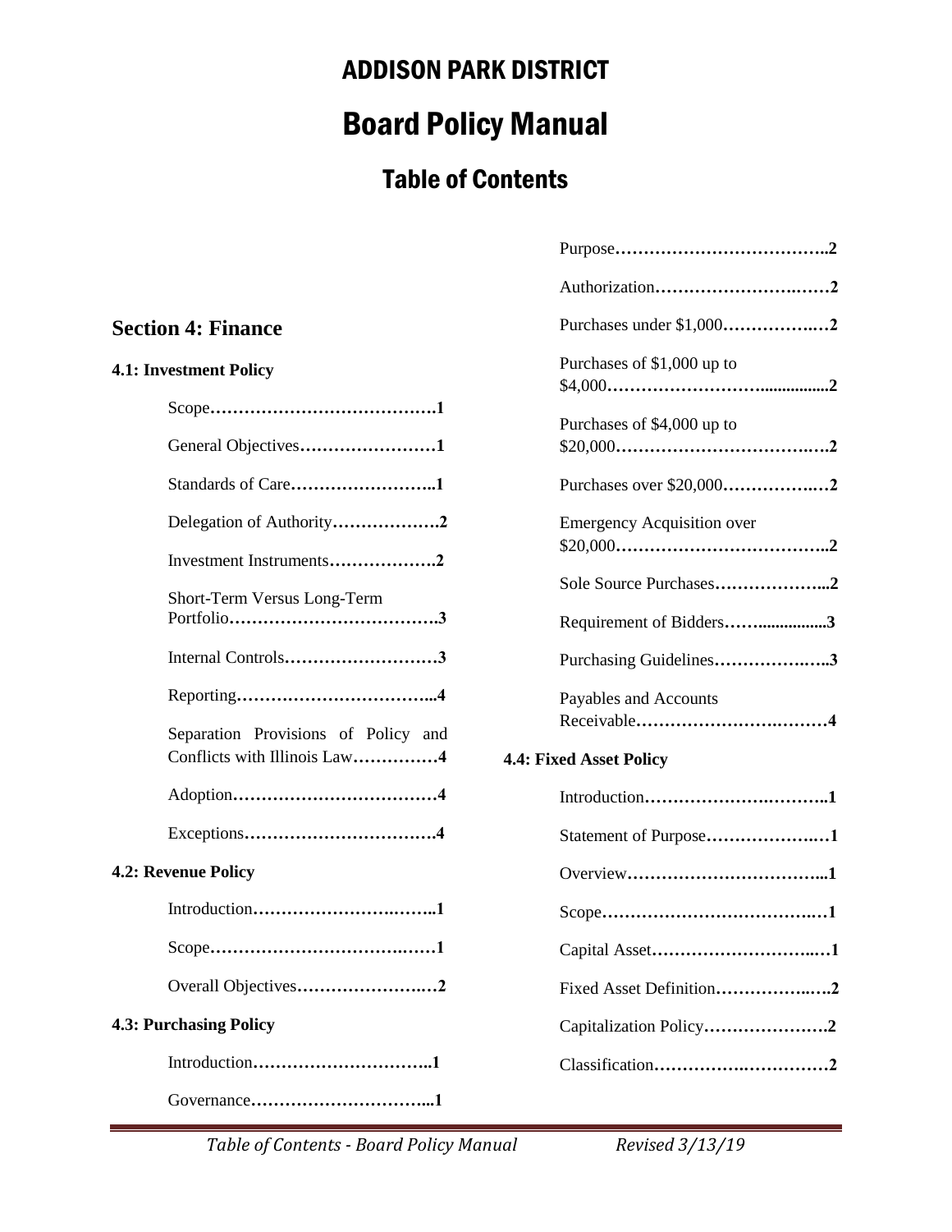# ADDISON PARK DISTRICT

# Board Policy Manual

## Table of Contents

### Section 4: Finance

**4.1: Investment Policy**

- Scope……………………………………**1**
- General Objectives……………………**1**
- Standards of Care……………………..**1**
- Delegation of Authority……………….**2**
- Investment Instruments……………….**2**
- Short-Term Versus Long-Term Portfolio……………………………….**3**
- Internal Controls………………………**3**
- Reporting……………………………...**4**
- Separation Provisions of Policy and Conflicts with Illinois Law……………**4**
- Adoption………………………………**4**
- Exceptions…………………………….**4**

**4.2: Revenue Policy**

- Introduction…………………….……..**1**
- Scope……………………………….…**1**
- Overall Objectives………………….…**2**

**4.3: Purchasing Policy**

- Introduction…………………………..**1**
- Governance…………………………...**1**
- Purpose………………………………..**2**
- Authorization……………………….……**2**
- Purchases under $1,000……………..…**2**
- Purchases of $1,000 up to $4,000……………………................**2**
- Purchases of $4,000 up to $20,000……………………………..…**2**
- Purchases over $20,000……………..…**2**
- Emergency Acquisition over $20,000………………………………..**2**
- Sole Source Purchases………………...**2**
- Requirement of Bidders…….................**3**
- Purchasing Guidelines…………….…..**3**
- Payables and Accounts Receivable…………………….………**4**

**4.4: Fixed Asset Policy**

- Introduction…………………….………..**1**
- Statement of Purpose……………….…**1**
- Overview……………………………...**1**
- Scope…………………………….….…**1**
- Capital Asset………………………..…**1**
- Fixed Asset Definition……………..….**2**
- Capitalization Policy………………….**2**
- Classification…………….……………**2**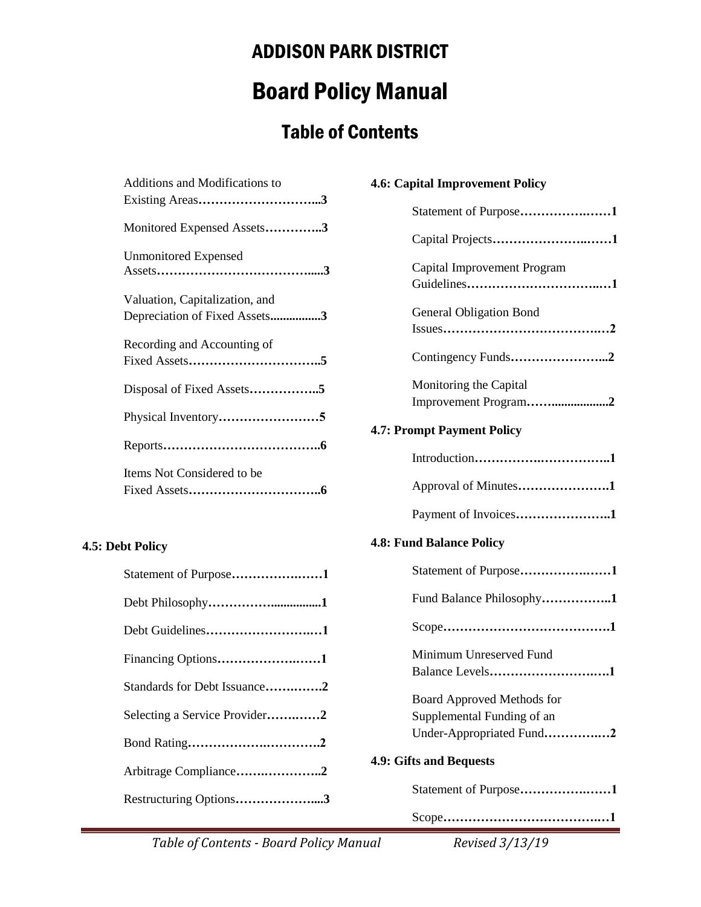# ADDISON PARK DISTRICT

# Board Policy Manual

## Table of Contents

- Additions and Modifications to Existing Areas………………………...**3**
- Monitored Expensed Assets…………..**3**
- Unmonitored Expensed Assets……………………………….....**3**
- Valuation, Capitalization, and Depreciation of Fixed Assets................**3**
- Recording and Accounting of Fixed Assets…………………………..**5**
- Disposal of Fixed Assets……………..**5**
- Physical Inventory……………………**5**
- Reports………………………………..**6**
- Items Not Considered to be Fixed Assets…………………………..**6**

**4.5: Debt Policy**

- Statement of Purpose…………….……**1**
- Debt Philosophy……………...............**1**
- Debt Guidelines……………………..…**1**
- Financing Options……………….……**1**
- Standards for Debt Issuance……..……**2**
- Selecting a Service Provider……..……**2**
- Bond Rating…………………..……….**2**
- Arbitrage Compliance…….…………..**2**
- Restructuring Options………………....**3**

**4.6: Capital Improvement Policy**

- Statement of Purpose…………….……**1**
- Capital Projects…………………..……**1**
- Capital Improvement Program Guidelines…………………………..…**1**
- General Obligation Bond Issues…………………………………..…**2**
- Contingency Funds…………………...**2**
- Monitoring the Capital Improvement Program……..................**2**

**4.7: Prompt Payment Policy**

- Introduction…………….……………..**1**
- Approval of Minutes………………….**1**
- Payment of Invoices…………………..**1**

**4.8: Fund Balance Policy**

- Statement of Purpose…………….……**1**
- Fund Balance Philosophy……………..**1**
- Scope………………………………….**1**
- Minimum Unreserved Fund Balance Levels…………………….….**1**
- Board Approved Methods for Supplemental Funding of an Under-Appropriated Fund…………..…**2**

**4.9: Gifts and Bequests**

- Statement of Purpose…………….……**1**
- Scope……………………………….…**1**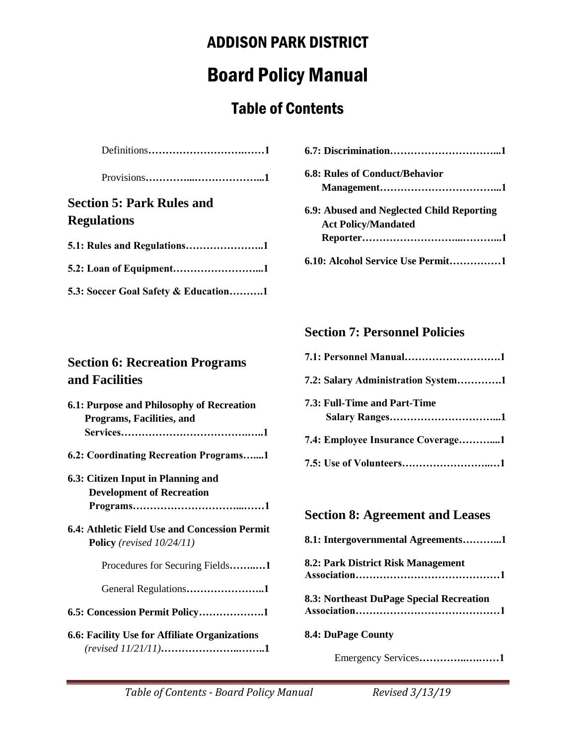# ADDISON PARK DISTRICT

# Board Policy Manual

## Table of Contents

Definitions……………………….……1

Provisions…………...………………...1

## Section 5: Park Rules and Regulations

**5.1: Rules and Regulations…………………..1**

**5.2: Loan of Equipment……………………...1**

**5.3: Soccer Goal Safety & Education……….1**

## Section 6: Recreation Programs and Facilities

**6.1: Purpose and Philosophy of Recreation Programs, Facilities, and Services……………………………….…..1**

**6.2: Coordinating Recreation Programs…....1**

**6.3: Citizen Input in Planning and Development of Recreation Programs…………………………...……1**

**6.4: Athletic Field Use and Concession Permit Policy** *(revised 10/24/11)*

Procedures for Securing Fields……..…1

General Regulations…………………..1

**6.5: Concession Permit Policy……………….1**

**6.6: Facility Use for Affiliate Organizations** *(revised 11/21/11)*……………………..……..1

**6.7: Discrimination…………………………...1**

**6.8: Rules of Conduct/Behavior Management……………………………...1**

**6.9: Abused and Neglected Child Reporting Act Policy/Mandated Reporter……………………...………...1**

**6.10: Alcohol Service Use Permit……………1**

## Section 7: Personnel Policies

**7.1: Personnel Manual……………………….1**

**7.2: Salary Administration System………….1**

**7.3: Full-Time and Part-Time Salary Ranges…………………………...1**

**7.4: Employee Insurance Coverage………....1**

**7.5: Use of Volunteers……………………..…1**

## Section 8: Agreement and Leases

**8.1: Intergovernmental Agreements………...1**

**8.2: Park District Risk Management Association……………………………………1**

**8.3: Northeast DuPage Special Recreation Association……………………………………1**

**8.4: DuPage County**

Emergency Services…………..….……1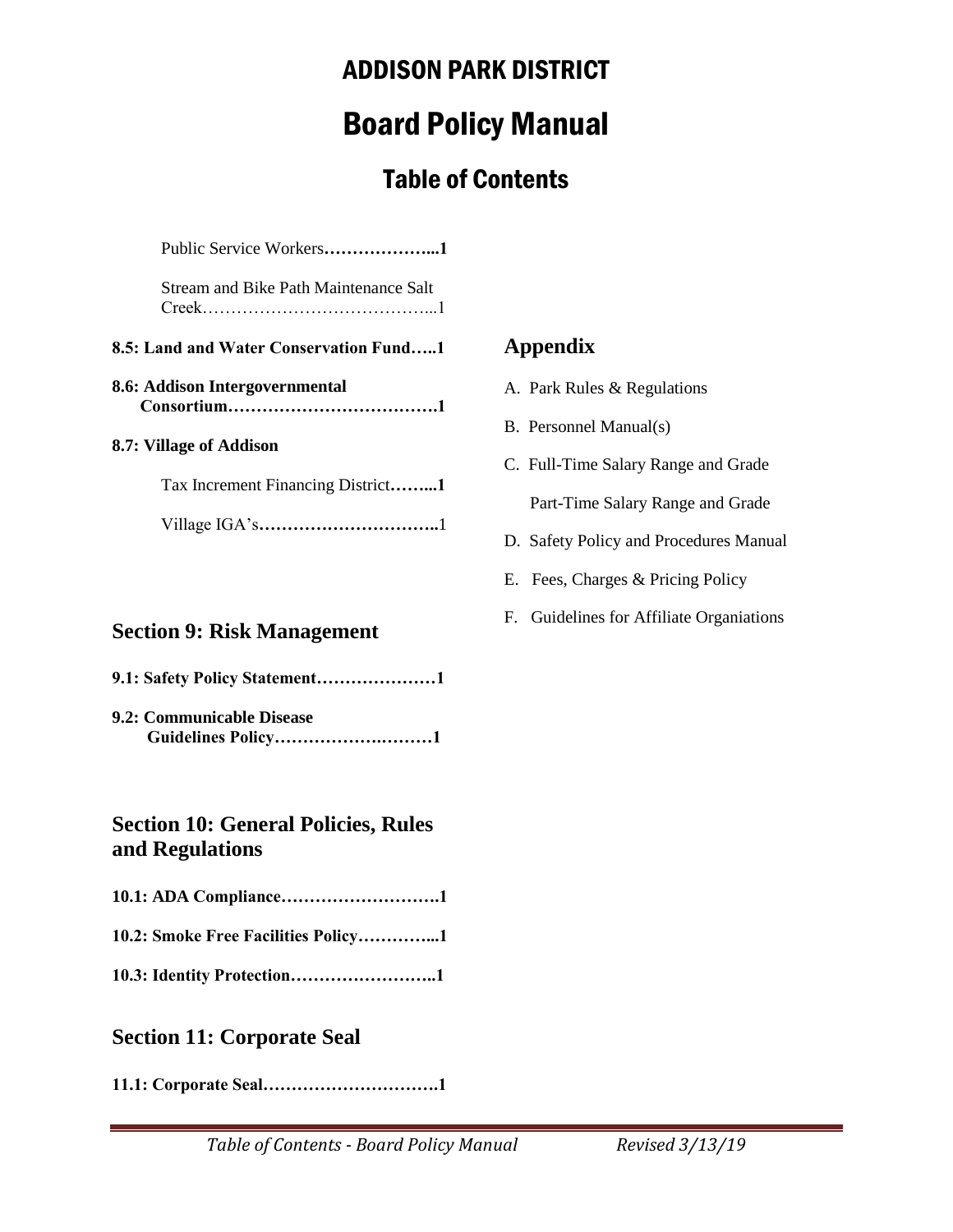# ADDISON PARK DISTRICT

# Board Policy Manual

## Table of Contents

Public Service Workers……………….**..1**

Stream and Bike Path Maintenance Salt Creek…………………………………...1

**8.5: Land and Water Conservation Fund…..1**

**8.6: Addison Intergovernmental Consortium……………………………….1**

**8.7: Village of Addison**

Tax Increment Financing District**……...1**

Village IGA's**…………………………..**1

## Section 9: Risk Management

**9.1: Safety Policy Statement…………………1**

**9.2: Communicable Disease Guidelines Policy……………….………1**

## Section 10: General Policies, Rules and Regulations

**10.1: ADA Compliance……………………….1**

**10.2: Smoke Free Facilities Policy…………...1**

**10.3: Identity Protection……………………..1**

## Section 11: Corporate Seal

**11.1: Corporate Seal………………………….1**

## Appendix

A. Park Rules & Regulations

B. Personnel Manual(s)

C. Full-Time Salary Range and Grade

 Part-Time Salary Range and Grade

D. Safety Policy and Procedures Manual

E. Fees, Charges & Pricing Policy

F. Guidelines for Affiliate Organiations